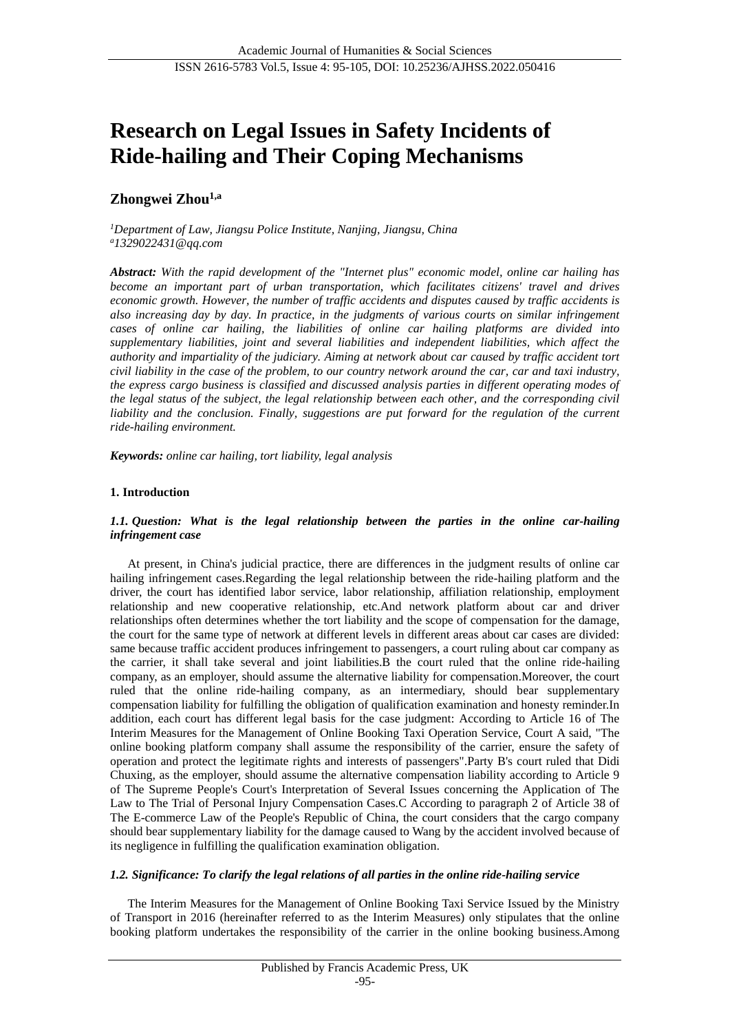# Research on Legal Issues in Safety Incidents of Ride-hailing and Their Coping Mechanisms

**Zhongwei Zhou[1,a]**

*[1]Department of Law, Jiangsu Police Institute, Nanjing, Jiangsu, China*
*[a]1329022431@qq.com*

***Abstract:*** *With the rapid development of the "Internet plus" economic model, online car hailing has become an important part of urban transportation, which facilitates citizens' travel and drives economic growth. However, the number of traffic accidents and disputes caused by traffic accidents is also increasing day by day. In practice, in the judgments of various courts on similar infringement cases of online car hailing, the liabilities of online car hailing platforms are divided into supplementary liabilities, joint and several liabilities and independent liabilities, which affect the authority and impartiality of the judiciary. Aiming at network about car caused by traffic accident tort civil liability in the case of the problem, to our country network around the car, car and taxi industry, the express cargo business is classified and discussed analysis parties in different operating modes of the legal status of the subject, the legal relationship between each other, and the corresponding civil liability and the conclusion. Finally, suggestions are put forward for the regulation of the current ride-hailing environment.*

***Keywords:*** *online car hailing, tort liability, legal analysis*

## 1. Introduction

### *1.1. Question: What is the legal relationship between the parties in the online car-hailing infringement case*

At present, in China's judicial practice, there are differences in the judgment results of online car hailing infringement cases.Regarding the legal relationship between the ride-hailing platform and the driver, the court has identified labor service, labor relationship, affiliation relationship, employment relationship and new cooperative relationship, etc.And network platform about car and driver relationships often determines whether the tort liability and the scope of compensation for the damage, the court for the same type of network at different levels in different areas about car cases are divided: same because traffic accident produces infringement to passengers, a court ruling about car company as the carrier, it shall take several and joint liabilities.B the court ruled that the online ride-hailing company, as an employer, should assume the alternative liability for compensation.Moreover, the court ruled that the online ride-hailing company, as an intermediary, should bear supplementary compensation liability for fulfilling the obligation of qualification examination and honesty reminder.In addition, each court has different legal basis for the case judgment: According to Article 16 of The Interim Measures for the Management of Online Booking Taxi Operation Service, Court A said, "The online booking platform company shall assume the responsibility of the carrier, ensure the safety of operation and protect the legitimate rights and interests of passengers".Party B's court ruled that Didi Chuxing, as the employer, should assume the alternative compensation liability according to Article 9 of The Supreme People's Court's Interpretation of Several Issues concerning the Application of The Law to The Trial of Personal Injury Compensation Cases.C According to paragraph 2 of Article 38 of The E-commerce Law of the People's Republic of China, the court considers that the cargo company should bear supplementary liability for the damage caused to Wang by the accident involved because of its negligence in fulfilling the qualification examination obligation.

### *1.2. Significance: To clarify the legal relations of all parties in the online ride-hailing service*

The Interim Measures for the Management of Online Booking Taxi Service Issued by the Ministry of Transport in 2016 (hereinafter referred to as the Interim Measures) only stipulates that the online booking platform undertakes the responsibility of the carrier in the online booking business.Among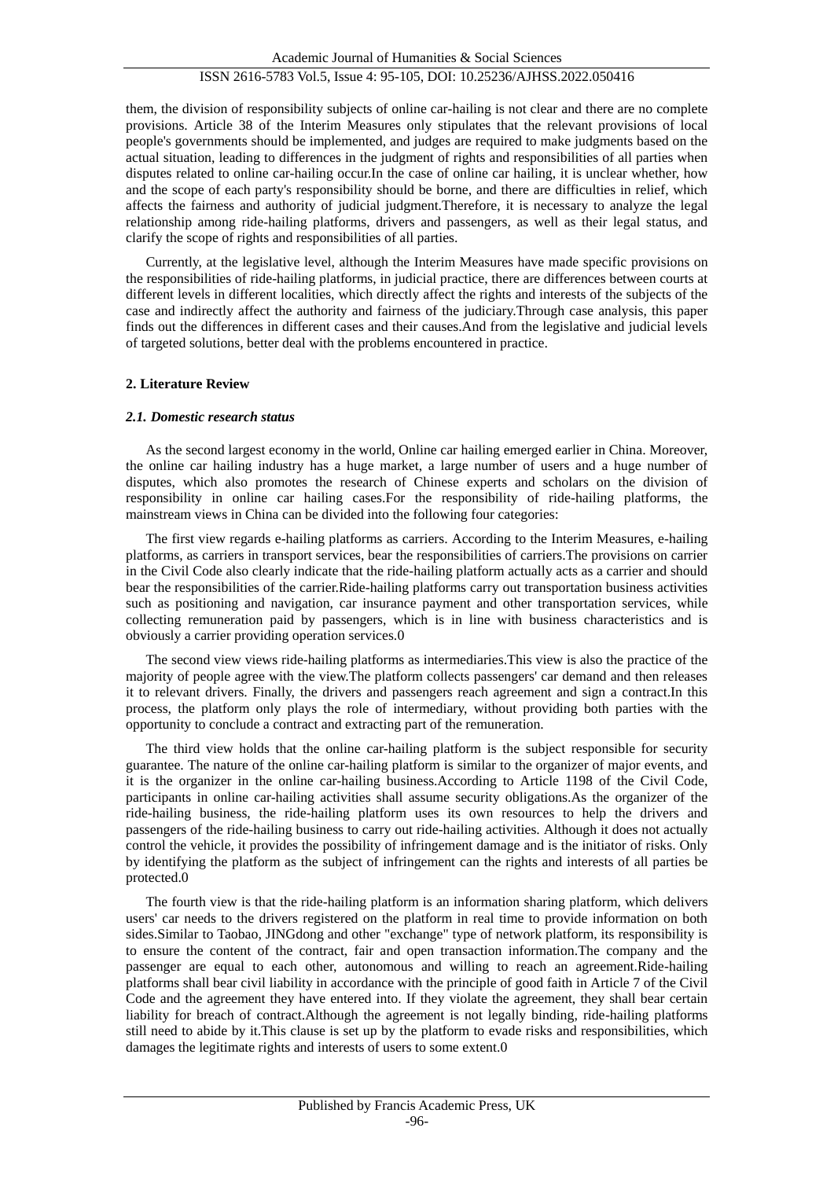them, the division of responsibility subjects of online car-hailing is not clear and there are no complete provisions. Article 38 of the Interim Measures only stipulates that the relevant provisions of local people's governments should be implemented, and judges are required to make judgments based on the actual situation, leading to differences in the judgment of rights and responsibilities of all parties when disputes related to online car-hailing occur.In the case of online car hailing, it is unclear whether, how and the scope of each party's responsibility should be borne, and there are difficulties in relief, which affects the fairness and authority of judicial judgment.Therefore, it is necessary to analyze the legal relationship among ride-hailing platforms, drivers and passengers, as well as their legal status, and clarify the scope of rights and responsibilities of all parties.

Currently, at the legislative level, although the Interim Measures have made specific provisions on the responsibilities of ride-hailing platforms, in judicial practice, there are differences between courts at different levels in different localities, which directly affect the rights and interests of the subjects of the case and indirectly affect the authority and fairness of the judiciary.Through case analysis, this paper finds out the differences in different cases and their causes.And from the legislative and judicial levels of targeted solutions, better deal with the problems encountered in practice.

## 2. Literature Review

### *2.1. Domestic research status*

As the second largest economy in the world, Online car hailing emerged earlier in China. Moreover, the online car hailing industry has a huge market, a large number of users and a huge number of disputes, which also promotes the research of Chinese experts and scholars on the division of responsibility in online car hailing cases.For the responsibility of ride-hailing platforms, the mainstream views in China can be divided into the following four categories:

The first view regards e-hailing platforms as carriers. According to the Interim Measures, e-hailing platforms, as carriers in transport services, bear the responsibilities of carriers.The provisions on carrier in the Civil Code also clearly indicate that the ride-hailing platform actually acts as a carrier and should bear the responsibilities of the carrier.Ride-hailing platforms carry out transportation business activities such as positioning and navigation, car insurance payment and other transportation services, while collecting remuneration paid by passengers, which is in line with business characteristics and is obviously a carrier providing operation services.0

The second view views ride-hailing platforms as intermediaries.This view is also the practice of the majority of people agree with the view.The platform collects passengers' car demand and then releases it to relevant drivers. Finally, the drivers and passengers reach agreement and sign a contract.In this process, the platform only plays the role of intermediary, without providing both parties with the opportunity to conclude a contract and extracting part of the remuneration.

The third view holds that the online car-hailing platform is the subject responsible for security guarantee. The nature of the online car-hailing platform is similar to the organizer of major events, and it is the organizer in the online car-hailing business.According to Article 1198 of the Civil Code, participants in online car-hailing activities shall assume security obligations.As the organizer of the ride-hailing business, the ride-hailing platform uses its own resources to help the drivers and passengers of the ride-hailing business to carry out ride-hailing activities. Although it does not actually control the vehicle, it provides the possibility of infringement damage and is the initiator of risks. Only by identifying the platform as the subject of infringement can the rights and interests of all parties be protected.0

The fourth view is that the ride-hailing platform is an information sharing platform, which delivers users' car needs to the drivers registered on the platform in real time to provide information on both sides.Similar to Taobao, JINGdong and other "exchange" type of network platform, its responsibility is to ensure the content of the contract, fair and open transaction information.The company and the passenger are equal to each other, autonomous and willing to reach an agreement.Ride-hailing platforms shall bear civil liability in accordance with the principle of good faith in Article 7 of the Civil Code and the agreement they have entered into. If they violate the agreement, they shall bear certain liability for breach of contract.Although the agreement is not legally binding, ride-hailing platforms still need to abide by it.This clause is set up by the platform to evade risks and responsibilities, which damages the legitimate rights and interests of users to some extent.0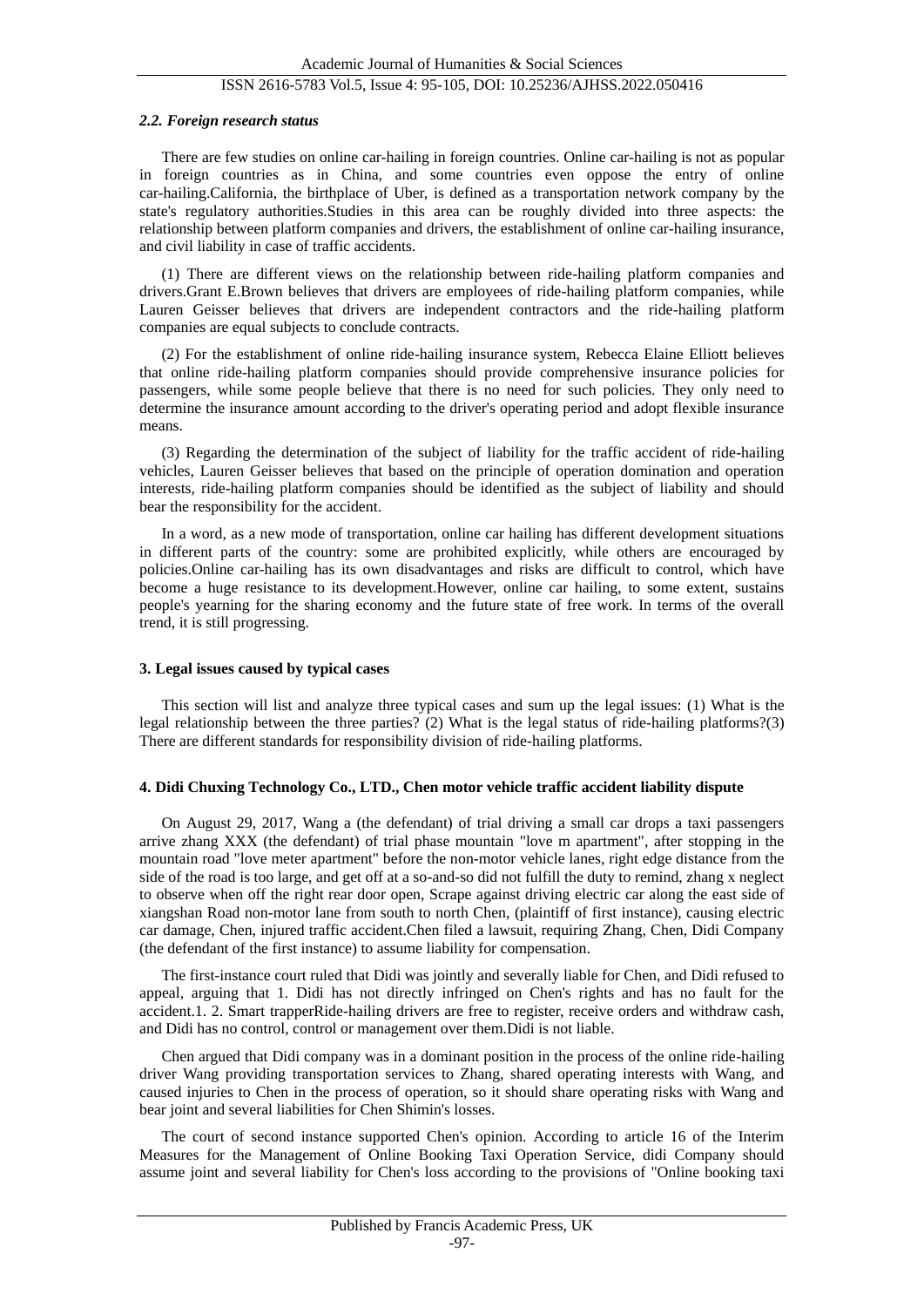### *2.2. Foreign research status*

There are few studies on online car-hailing in foreign countries. Online car-hailing is not as popular in foreign countries as in China, and some countries even oppose the entry of online car-hailing.California, the birthplace of Uber, is defined as a transportation network company by the state's regulatory authorities.Studies in this area can be roughly divided into three aspects: the relationship between platform companies and drivers, the establishment of online car-hailing insurance, and civil liability in case of traffic accidents.

(1) There are different views on the relationship between ride-hailing platform companies and drivers.Grant E.Brown believes that drivers are employees of ride-hailing platform companies, while Lauren Geisser believes that drivers are independent contractors and the ride-hailing platform companies are equal subjects to conclude contracts.

(2) For the establishment of online ride-hailing insurance system, Rebecca Elaine Elliott believes that online ride-hailing platform companies should provide comprehensive insurance policies for passengers, while some people believe that there is no need for such policies. They only need to determine the insurance amount according to the driver's operating period and adopt flexible insurance means.

(3) Regarding the determination of the subject of liability for the traffic accident of ride-hailing vehicles, Lauren Geisser believes that based on the principle of operation domination and operation interests, ride-hailing platform companies should be identified as the subject of liability and should bear the responsibility for the accident.

In a word, as a new mode of transportation, online car hailing has different development situations in different parts of the country: some are prohibited explicitly, while others are encouraged by policies.Online car-hailing has its own disadvantages and risks are difficult to control, which have become a huge resistance to its development.However, online car hailing, to some extent, sustains people's yearning for the sharing economy and the future state of free work. In terms of the overall trend, it is still progressing.

## 3. Legal issues caused by typical cases

This section will list and analyze three typical cases and sum up the legal issues: (1) What is the legal relationship between the three parties? (2) What is the legal status of ride-hailing platforms?(3) There are different standards for responsibility division of ride-hailing platforms.

## 4. Didi Chuxing Technology Co., LTD., Chen motor vehicle traffic accident liability dispute

On August 29, 2017, Wang a (the defendant) of trial driving a small car drops a taxi passengers arrive zhang XXX (the defendant) of trial phase mountain "love m apartment", after stopping in the mountain road "love meter apartment" before the non-motor vehicle lanes, right edge distance from the side of the road is too large, and get off at a so-and-so did not fulfill the duty to remind, zhang x neglect to observe when off the right rear door open, Scrape against driving electric car along the east side of xiangshan Road non-motor lane from south to north Chen, (plaintiff of first instance), causing electric car damage, Chen, injured traffic accident.Chen filed a lawsuit, requiring Zhang, Chen, Didi Company (the defendant of the first instance) to assume liability for compensation.

The first-instance court ruled that Didi was jointly and severally liable for Chen, and Didi refused to appeal, arguing that 1. Didi has not directly infringed on Chen's rights and has no fault for the accident.1. 2. Smart trapperRide-hailing drivers are free to register, receive orders and withdraw cash, and Didi has no control, control or management over them.Didi is not liable.

Chen argued that Didi company was in a dominant position in the process of the online ride-hailing driver Wang providing transportation services to Zhang, shared operating interests with Wang, and caused injuries to Chen in the process of operation, so it should share operating risks with Wang and bear joint and several liabilities for Chen Shimin's losses.

The court of second instance supported Chen's opinion. According to article 16 of the Interim Measures for the Management of Online Booking Taxi Operation Service, didi Company should assume joint and several liability for Chen's loss according to the provisions of "Online booking taxi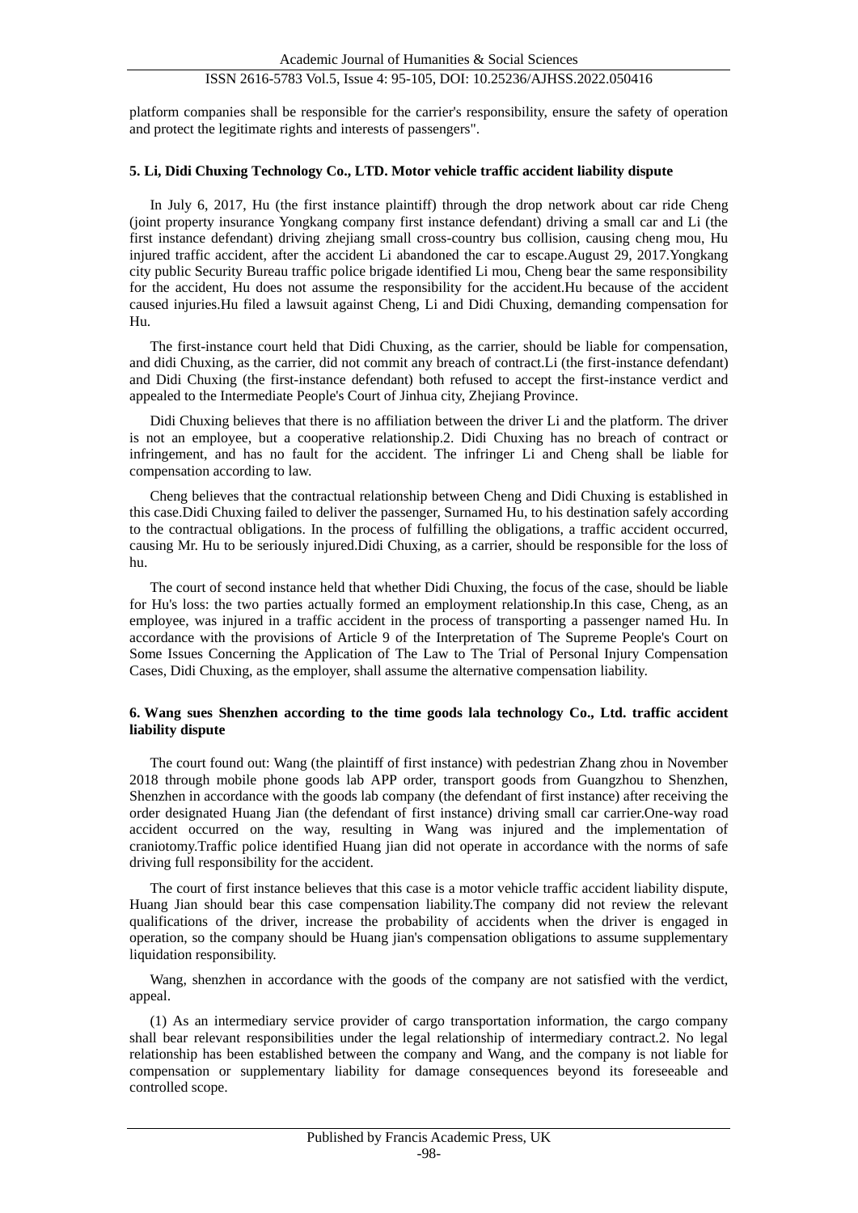platform companies shall be responsible for the carrier's responsibility, ensure the safety of operation and protect the legitimate rights and interests of passengers".

### 5. Li, Didi Chuxing Technology Co., LTD. Motor vehicle traffic accident liability dispute

In July 6, 2017, Hu (the first instance plaintiff) through the drop network about car ride Cheng (joint property insurance Yongkang company first instance defendant) driving a small car and Li (the first instance defendant) driving zhejiang small cross-country bus collision, causing cheng mou, Hu injured traffic accident, after the accident Li abandoned the car to escape.August 29, 2017.Yongkang city public Security Bureau traffic police brigade identified Li mou, Cheng bear the same responsibility for the accident, Hu does not assume the responsibility for the accident.Hu because of the accident caused injuries.Hu filed a lawsuit against Cheng, Li and Didi Chuxing, demanding compensation for Hu.

The first-instance court held that Didi Chuxing, as the carrier, should be liable for compensation, and didi Chuxing, as the carrier, did not commit any breach of contract.Li (the first-instance defendant) and Didi Chuxing (the first-instance defendant) both refused to accept the first-instance verdict and appealed to the Intermediate People's Court of Jinhua city, Zhejiang Province.

Didi Chuxing believes that there is no affiliation between the driver Li and the platform. The driver is not an employee, but a cooperative relationship.2. Didi Chuxing has no breach of contract or infringement, and has no fault for the accident. The infringer Li and Cheng shall be liable for compensation according to law.

Cheng believes that the contractual relationship between Cheng and Didi Chuxing is established in this case.Didi Chuxing failed to deliver the passenger, Surnamed Hu, to his destination safely according to the contractual obligations. In the process of fulfilling the obligations, a traffic accident occurred, causing Mr. Hu to be seriously injured.Didi Chuxing, as a carrier, should be responsible for the loss of hu.

The court of second instance held that whether Didi Chuxing, the focus of the case, should be liable for Hu's loss: the two parties actually formed an employment relationship.In this case, Cheng, as an employee, was injured in a traffic accident in the process of transporting a passenger named Hu. In accordance with the provisions of Article 9 of the Interpretation of The Supreme People's Court on Some Issues Concerning the Application of The Law to The Trial of Personal Injury Compensation Cases, Didi Chuxing, as the employer, shall assume the alternative compensation liability.

### 6. Wang sues Shenzhen according to the time goods lala technology Co., Ltd. traffic accident liability dispute

The court found out: Wang (the plaintiff of first instance) with pedestrian Zhang zhou in November 2018 through mobile phone goods lab APP order, transport goods from Guangzhou to Shenzhen, Shenzhen in accordance with the goods lab company (the defendant of first instance) after receiving the order designated Huang Jian (the defendant of first instance) driving small car carrier.One-way road accident occurred on the way, resulting in Wang was injured and the implementation of craniotomy.Traffic police identified Huang jian did not operate in accordance with the norms of safe driving full responsibility for the accident.

The court of first instance believes that this case is a motor vehicle traffic accident liability dispute, Huang Jian should bear this case compensation liability.The company did not review the relevant qualifications of the driver, increase the probability of accidents when the driver is engaged in operation, so the company should be Huang jian's compensation obligations to assume supplementary liquidation responsibility.

Wang, shenzhen in accordance with the goods of the company are not satisfied with the verdict, appeal.

(1) As an intermediary service provider of cargo transportation information, the cargo company shall bear relevant responsibilities under the legal relationship of intermediary contract.2. No legal relationship has been established between the company and Wang, and the company is not liable for compensation or supplementary liability for damage consequences beyond its foreseeable and controlled scope.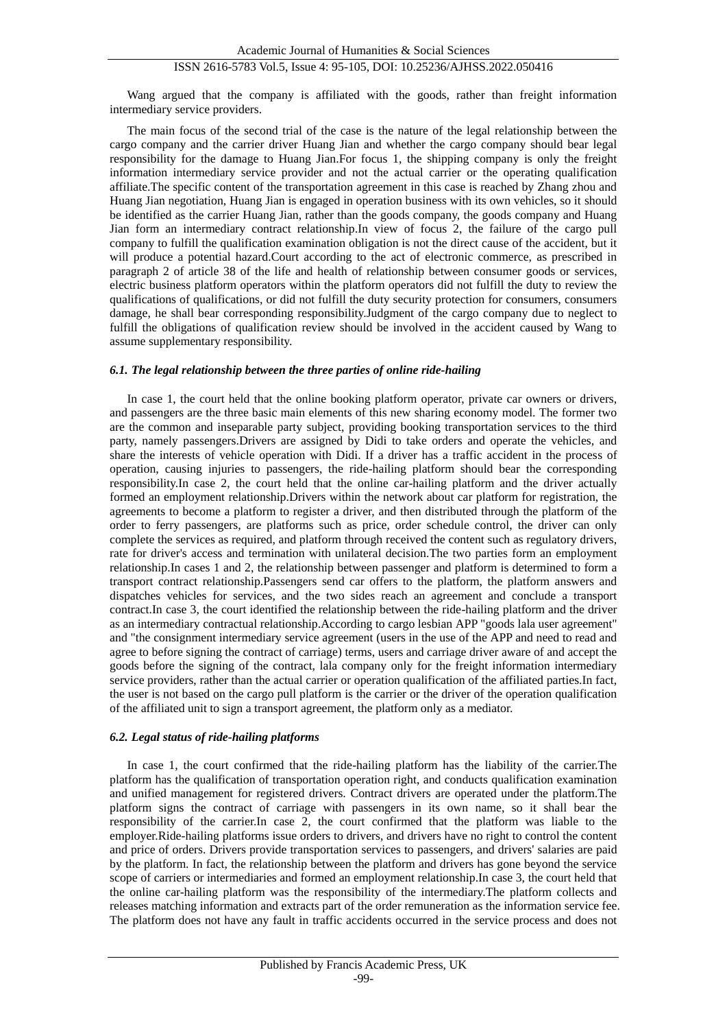Wang argued that the company is affiliated with the goods, rather than freight information intermediary service providers.

The main focus of the second trial of the case is the nature of the legal relationship between the cargo company and the carrier driver Huang Jian and whether the cargo company should bear legal responsibility for the damage to Huang Jian.For focus 1, the shipping company is only the freight information intermediary service provider and not the actual carrier or the operating qualification affiliate.The specific content of the transportation agreement in this case is reached by Zhang zhou and Huang Jian negotiation, Huang Jian is engaged in operation business with its own vehicles, so it should be identified as the carrier Huang Jian, rather than the goods company, the goods company and Huang Jian form an intermediary contract relationship.In view of focus 2, the failure of the cargo pull company to fulfill the qualification examination obligation is not the direct cause of the accident, but it will produce a potential hazard.Court according to the act of electronic commerce, as prescribed in paragraph 2 of article 38 of the life and health of relationship between consumer goods or services, electric business platform operators within the platform operators did not fulfill the duty to review the qualifications of qualifications, or did not fulfill the duty security protection for consumers, consumers damage, he shall bear corresponding responsibility.Judgment of the cargo company due to neglect to fulfill the obligations of qualification review should be involved in the accident caused by Wang to assume supplementary responsibility.

### *6.1. The legal relationship between the three parties of online ride-hailing*

In case 1, the court held that the online booking platform operator, private car owners or drivers, and passengers are the three basic main elements of this new sharing economy model. The former two are the common and inseparable party subject, providing booking transportation services to the third party, namely passengers.Drivers are assigned by Didi to take orders and operate the vehicles, and share the interests of vehicle operation with Didi. If a driver has a traffic accident in the process of operation, causing injuries to passengers, the ride-hailing platform should bear the corresponding responsibility.In case 2, the court held that the online car-hailing platform and the driver actually formed an employment relationship.Drivers within the network about car platform for registration, the agreements to become a platform to register a driver, and then distributed through the platform of the order to ferry passengers, are platforms such as price, order schedule control, the driver can only complete the services as required, and platform through received the content such as regulatory drivers, rate for driver's access and termination with unilateral decision.The two parties form an employment relationship.In cases 1 and 2, the relationship between passenger and platform is determined to form a transport contract relationship.Passengers send car offers to the platform, the platform answers and dispatches vehicles for services, and the two sides reach an agreement and conclude a transport contract.In case 3, the court identified the relationship between the ride-hailing platform and the driver as an intermediary contractual relationship.According to cargo lesbian APP "goods lala user agreement" and "the consignment intermediary service agreement (users in the use of the APP and need to read and agree to before signing the contract of carriage) terms, users and carriage driver aware of and accept the goods before the signing of the contract, lala company only for the freight information intermediary service providers, rather than the actual carrier or operation qualification of the affiliated parties.In fact, the user is not based on the cargo pull platform is the carrier or the driver of the operation qualification of the affiliated unit to sign a transport agreement, the platform only as a mediator.

### *6.2. Legal status of ride-hailing platforms*

In case 1, the court confirmed that the ride-hailing platform has the liability of the carrier.The platform has the qualification of transportation operation right, and conducts qualification examination and unified management for registered drivers. Contract drivers are operated under the platform.The platform signs the contract of carriage with passengers in its own name, so it shall bear the responsibility of the carrier.In case 2, the court confirmed that the platform was liable to the employer.Ride-hailing platforms issue orders to drivers, and drivers have no right to control the content and price of orders. Drivers provide transportation services to passengers, and drivers' salaries are paid by the platform. In fact, the relationship between the platform and drivers has gone beyond the service scope of carriers or intermediaries and formed an employment relationship.In case 3, the court held that the online car-hailing platform was the responsibility of the intermediary.The platform collects and releases matching information and extracts part of the order remuneration as the information service fee. The platform does not have any fault in traffic accidents occurred in the service process and does not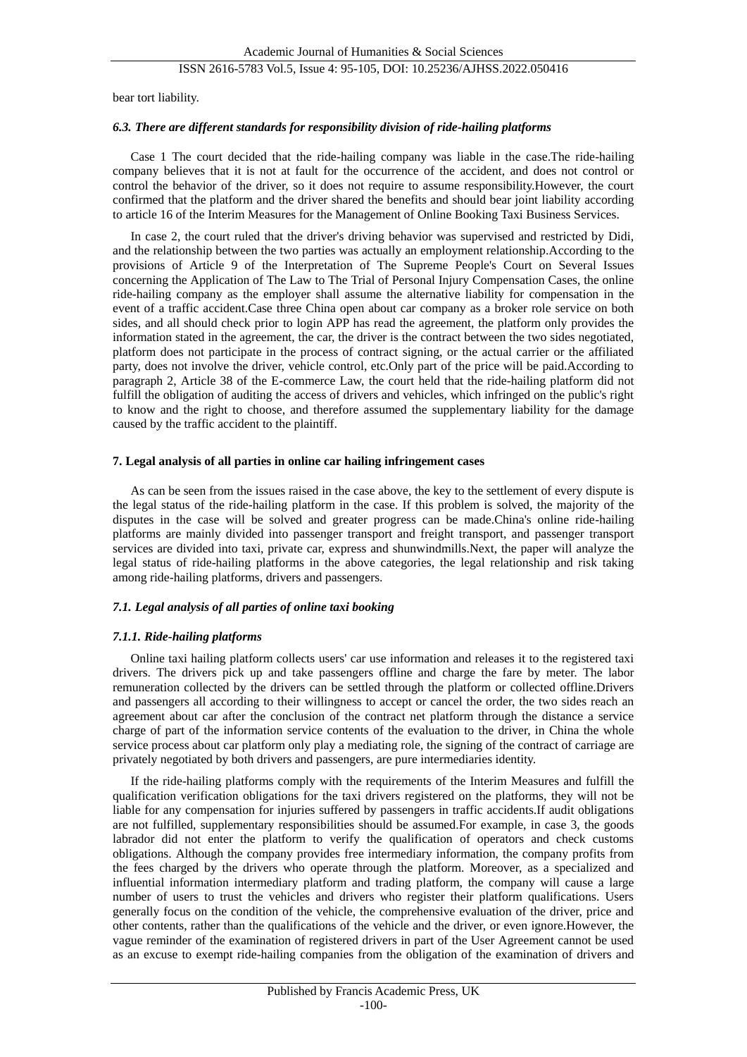bear tort liability.

### *6.3. There are different standards for responsibility division of ride-hailing platforms*

Case 1 The court decided that the ride-hailing company was liable in the case.The ride-hailing company believes that it is not at fault for the occurrence of the accident, and does not control or control the behavior of the driver, so it does not require to assume responsibility.However, the court confirmed that the platform and the driver shared the benefits and should bear joint liability according to article 16 of the Interim Measures for the Management of Online Booking Taxi Business Services.

In case 2, the court ruled that the driver's driving behavior was supervised and restricted by Didi, and the relationship between the two parties was actually an employment relationship.According to the provisions of Article 9 of the Interpretation of The Supreme People's Court on Several Issues concerning the Application of The Law to The Trial of Personal Injury Compensation Cases, the online ride-hailing company as the employer shall assume the alternative liability for compensation in the event of a traffic accident.Case three China open about car company as a broker role service on both sides, and all should check prior to login APP has read the agreement, the platform only provides the information stated in the agreement, the car, the driver is the contract between the two sides negotiated, platform does not participate in the process of contract signing, or the actual carrier or the affiliated party, does not involve the driver, vehicle control, etc.Only part of the price will be paid.According to paragraph 2, Article 38 of the E-commerce Law, the court held that the ride-hailing platform did not fulfill the obligation of auditing the access of drivers and vehicles, which infringed on the public's right to know and the right to choose, and therefore assumed the supplementary liability for the damage caused by the traffic accident to the plaintiff.

## 7. Legal analysis of all parties in online car hailing infringement cases

As can be seen from the issues raised in the case above, the key to the settlement of every dispute is the legal status of the ride-hailing platform in the case. If this problem is solved, the majority of the disputes in the case will be solved and greater progress can be made.China's online ride-hailing platforms are mainly divided into passenger transport and freight transport, and passenger transport services are divided into taxi, private car, express and shunwindmills.Next, the paper will analyze the legal status of ride-hailing platforms in the above categories, the legal relationship and risk taking among ride-hailing platforms, drivers and passengers.

### *7.1. Legal analysis of all parties of online taxi booking*

#### *7.1.1. Ride-hailing platforms*

Online taxi hailing platform collects users' car use information and releases it to the registered taxi drivers. The drivers pick up and take passengers offline and charge the fare by meter. The labor remuneration collected by the drivers can be settled through the platform or collected offline.Drivers and passengers all according to their willingness to accept or cancel the order, the two sides reach an agreement about car after the conclusion of the contract net platform through the distance a service charge of part of the information service contents of the evaluation to the driver, in China the whole service process about car platform only play a mediating role, the signing of the contract of carriage are privately negotiated by both drivers and passengers, are pure intermediaries identity.

If the ride-hailing platforms comply with the requirements of the Interim Measures and fulfill the qualification verification obligations for the taxi drivers registered on the platforms, they will not be liable for any compensation for injuries suffered by passengers in traffic accidents.If audit obligations are not fulfilled, supplementary responsibilities should be assumed.For example, in case 3, the goods labrador did not enter the platform to verify the qualification of operators and check customs obligations. Although the company provides free intermediary information, the company profits from the fees charged by the drivers who operate through the platform. Moreover, as a specialized and influential information intermediary platform and trading platform, the company will cause a large number of users to trust the vehicles and drivers who register their platform qualifications. Users generally focus on the condition of the vehicle, the comprehensive evaluation of the driver, price and other contents, rather than the qualifications of the vehicle and the driver, or even ignore.However, the vague reminder of the examination of registered drivers in part of the User Agreement cannot be used as an excuse to exempt ride-hailing companies from the obligation of the examination of drivers and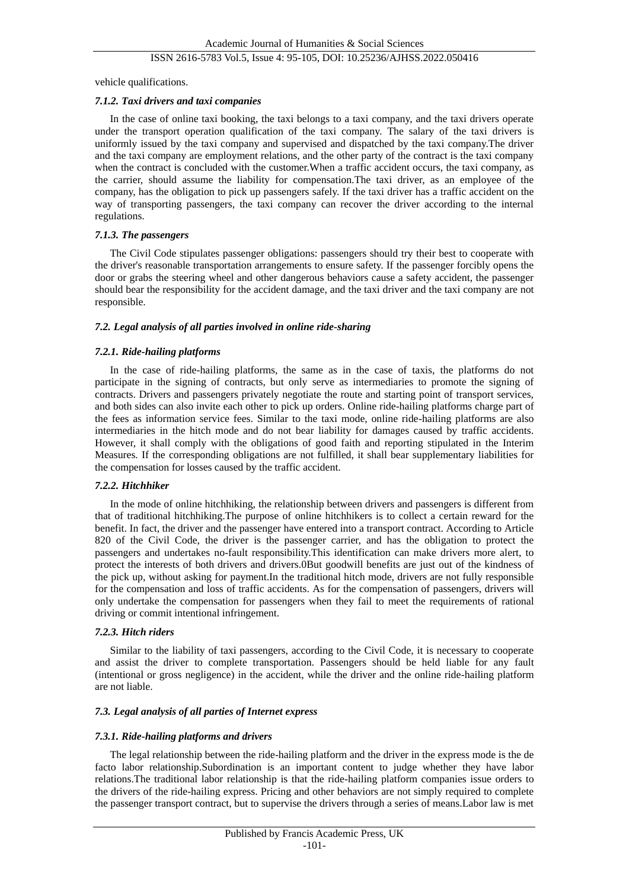vehicle qualifications.

#### *7.1.2. Taxi drivers and taxi companies*

In the case of online taxi booking, the taxi belongs to a taxi company, and the taxi drivers operate under the transport operation qualification of the taxi company. The salary of the taxi drivers is uniformly issued by the taxi company and supervised and dispatched by the taxi company.The driver and the taxi company are employment relations, and the other party of the contract is the taxi company when the contract is concluded with the customer.When a traffic accident occurs, the taxi company, as the carrier, should assume the liability for compensation.The taxi driver, as an employee of the company, has the obligation to pick up passengers safely. If the taxi driver has a traffic accident on the way of transporting passengers, the taxi company can recover the driver according to the internal regulations.

#### *7.1.3. The passengers*

The Civil Code stipulates passenger obligations: passengers should try their best to cooperate with the driver's reasonable transportation arrangements to ensure safety. If the passenger forcibly opens the door or grabs the steering wheel and other dangerous behaviors cause a safety accident, the passenger should bear the responsibility for the accident damage, and the taxi driver and the taxi company are not responsible.

### *7.2. Legal analysis of all parties involved in online ride-sharing*

#### *7.2.1. Ride-hailing platforms*

In the case of ride-hailing platforms, the same as in the case of taxis, the platforms do not participate in the signing of contracts, but only serve as intermediaries to promote the signing of contracts. Drivers and passengers privately negotiate the route and starting point of transport services, and both sides can also invite each other to pick up orders. Online ride-hailing platforms charge part of the fees as information service fees. Similar to the taxi mode, online ride-hailing platforms are also intermediaries in the hitch mode and do not bear liability for damages caused by traffic accidents. However, it shall comply with the obligations of good faith and reporting stipulated in the Interim Measures. If the corresponding obligations are not fulfilled, it shall bear supplementary liabilities for the compensation for losses caused by the traffic accident.

#### *7.2.2. Hitchhiker*

In the mode of online hitchhiking, the relationship between drivers and passengers is different from that of traditional hitchhiking.The purpose of online hitchhikers is to collect a certain reward for the benefit. In fact, the driver and the passenger have entered into a transport contract. According to Article 820 of the Civil Code, the driver is the passenger carrier, and has the obligation to protect the passengers and undertakes no-fault responsibility.This identification can make drivers more alert, to protect the interests of both drivers and drivers.0But goodwill benefits are just out of the kindness of the pick up, without asking for payment.In the traditional hitch mode, drivers are not fully responsible for the compensation and loss of traffic accidents. As for the compensation of passengers, drivers will only undertake the compensation for passengers when they fail to meet the requirements of rational driving or commit intentional infringement.

#### *7.2.3. Hitch riders*

Similar to the liability of taxi passengers, according to the Civil Code, it is necessary to cooperate and assist the driver to complete transportation. Passengers should be held liable for any fault (intentional or gross negligence) in the accident, while the driver and the online ride-hailing platform are not liable.

### *7.3. Legal analysis of all parties of Internet express*

#### *7.3.1. Ride-hailing platforms and drivers*

The legal relationship between the ride-hailing platform and the driver in the express mode is the de facto labor relationship.Subordination is an important content to judge whether they have labor relations.The traditional labor relationship is that the ride-hailing platform companies issue orders to the drivers of the ride-hailing express. Pricing and other behaviors are not simply required to complete the passenger transport contract, but to supervise the drivers through a series of means.Labor law is met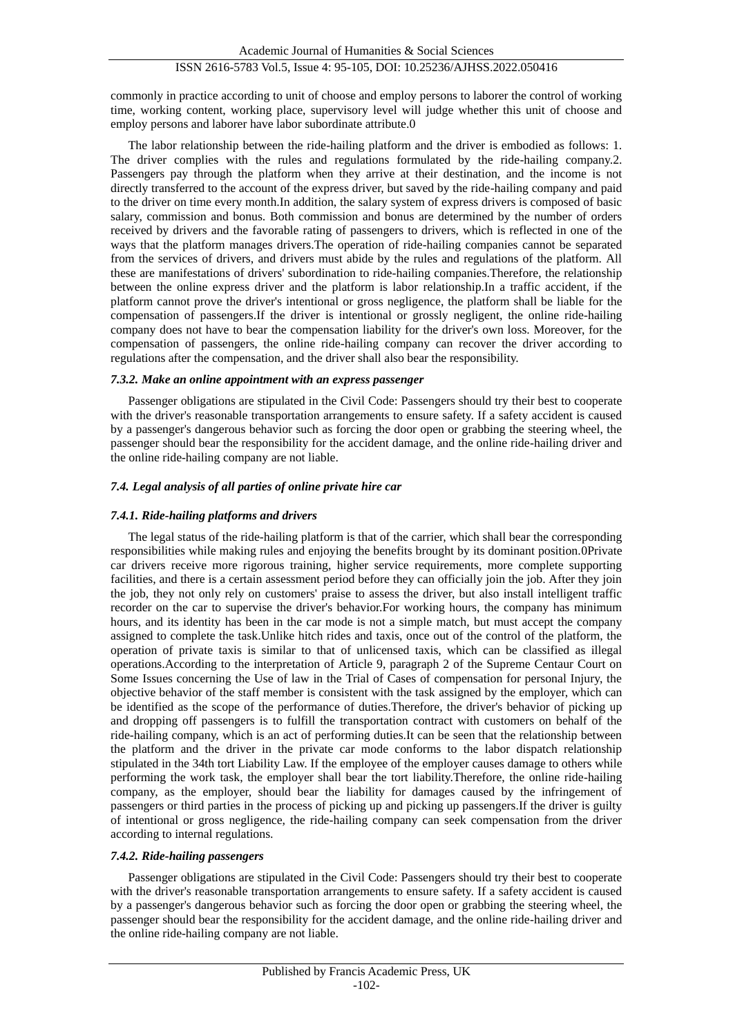commonly in practice according to unit of choose and employ persons to laborer the control of working time, working content, working place, supervisory level will judge whether this unit of choose and employ persons and laborer have labor subordinate attribute.0

The labor relationship between the ride-hailing platform and the driver is embodied as follows: 1. The driver complies with the rules and regulations formulated by the ride-hailing company.2. Passengers pay through the platform when they arrive at their destination, and the income is not directly transferred to the account of the express driver, but saved by the ride-hailing company and paid to the driver on time every month.In addition, the salary system of express drivers is composed of basic salary, commission and bonus. Both commission and bonus are determined by the number of orders received by drivers and the favorable rating of passengers to drivers, which is reflected in one of the ways that the platform manages drivers.The operation of ride-hailing companies cannot be separated from the services of drivers, and drivers must abide by the rules and regulations of the platform. All these are manifestations of drivers' subordination to ride-hailing companies.Therefore, the relationship between the online express driver and the platform is labor relationship.In a traffic accident, if the platform cannot prove the driver's intentional or gross negligence, the platform shall be liable for the compensation of passengers.If the driver is intentional or grossly negligent, the online ride-hailing company does not have to bear the compensation liability for the driver's own loss. Moreover, for the compensation of passengers, the online ride-hailing company can recover the driver according to regulations after the compensation, and the driver shall also bear the responsibility.

#### *7.3.2. Make an online appointment with an express passenger*

Passenger obligations are stipulated in the Civil Code: Passengers should try their best to cooperate with the driver's reasonable transportation arrangements to ensure safety. If a safety accident is caused by a passenger's dangerous behavior such as forcing the door open or grabbing the steering wheel, the passenger should bear the responsibility for the accident damage, and the online ride-hailing driver and the online ride-hailing company are not liable.

### *7.4. Legal analysis of all parties of online private hire car*

#### *7.4.1. Ride-hailing platforms and drivers*

The legal status of the ride-hailing platform is that of the carrier, which shall bear the corresponding responsibilities while making rules and enjoying the benefits brought by its dominant position.0Private car drivers receive more rigorous training, higher service requirements, more complete supporting facilities, and there is a certain assessment period before they can officially join the job. After they join the job, they not only rely on customers' praise to assess the driver, but also install intelligent traffic recorder on the car to supervise the driver's behavior.For working hours, the company has minimum hours, and its identity has been in the car mode is not a simple match, but must accept the company assigned to complete the task.Unlike hitch rides and taxis, once out of the control of the platform, the operation of private taxis is similar to that of unlicensed taxis, which can be classified as illegal operations.According to the interpretation of Article 9, paragraph 2 of the Supreme Centaur Court on Some Issues concerning the Use of law in the Trial of Cases of compensation for personal Injury, the objective behavior of the staff member is consistent with the task assigned by the employer, which can be identified as the scope of the performance of duties.Therefore, the driver's behavior of picking up and dropping off passengers is to fulfill the transportation contract with customers on behalf of the ride-hailing company, which is an act of performing duties.It can be seen that the relationship between the platform and the driver in the private car mode conforms to the labor dispatch relationship stipulated in the 34th tort Liability Law. If the employee of the employer causes damage to others while performing the work task, the employer shall bear the tort liability.Therefore, the online ride-hailing company, as the employer, should bear the liability for damages caused by the infringement of passengers or third parties in the process of picking up and picking up passengers.If the driver is guilty of intentional or gross negligence, the ride-hailing company can seek compensation from the driver according to internal regulations.

#### *7.4.2. Ride-hailing passengers*

Passenger obligations are stipulated in the Civil Code: Passengers should try their best to cooperate with the driver's reasonable transportation arrangements to ensure safety. If a safety accident is caused by a passenger's dangerous behavior such as forcing the door open or grabbing the steering wheel, the passenger should bear the responsibility for the accident damage, and the online ride-hailing driver and the online ride-hailing company are not liable.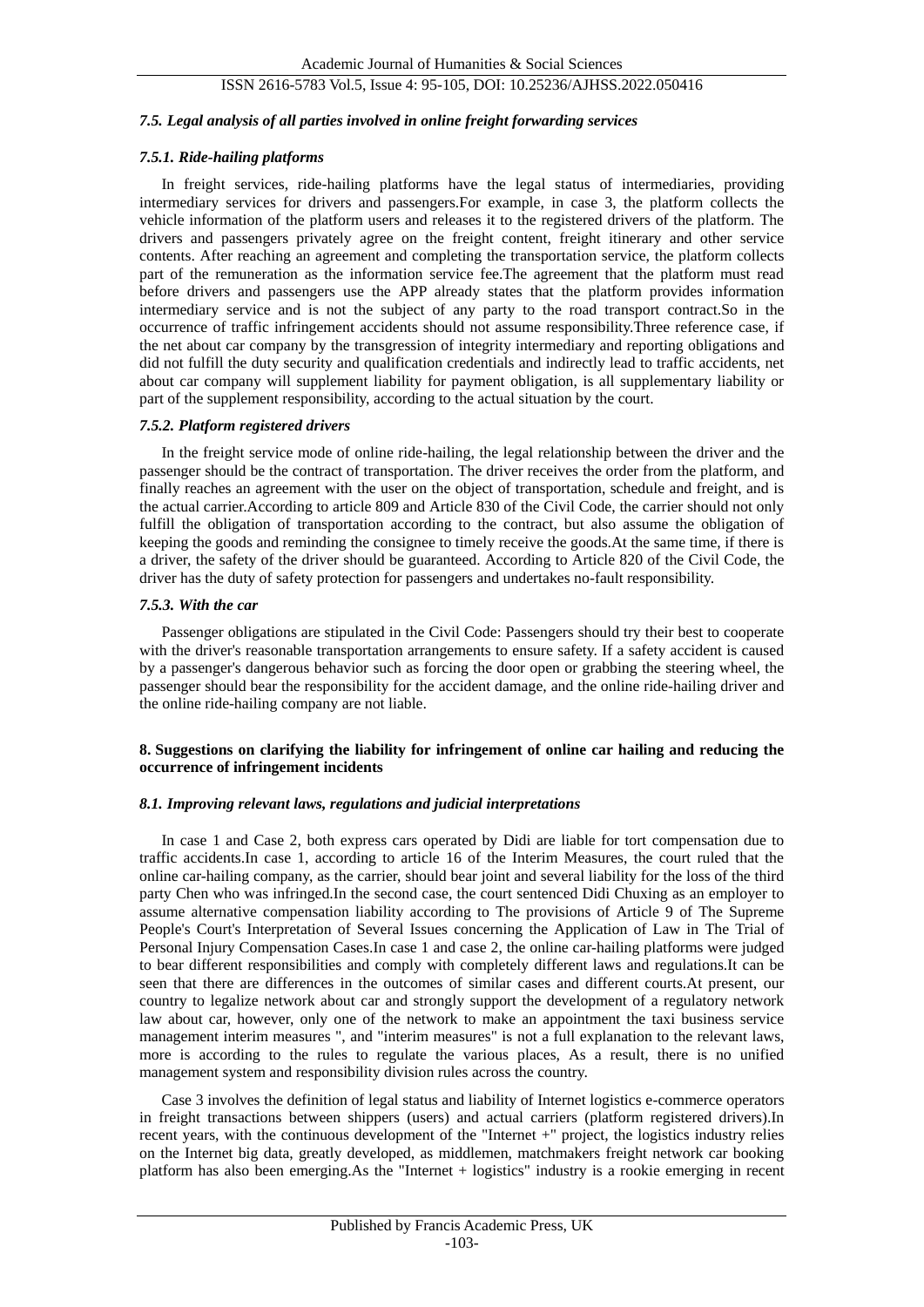### *7.5. Legal analysis of all parties involved in online freight forwarding services*

#### *7.5.1. Ride-hailing platforms*

In freight services, ride-hailing platforms have the legal status of intermediaries, providing intermediary services for drivers and passengers.For example, in case 3, the platform collects the vehicle information of the platform users and releases it to the registered drivers of the platform. The drivers and passengers privately agree on the freight content, freight itinerary and other service contents. After reaching an agreement and completing the transportation service, the platform collects part of the remuneration as the information service fee.The agreement that the platform must read before drivers and passengers use the APP already states that the platform provides information intermediary service and is not the subject of any party to the road transport contract.So in the occurrence of traffic infringement accidents should not assume responsibility.Three reference case, if the net about car company by the transgression of integrity intermediary and reporting obligations and did not fulfill the duty security and qualification credentials and indirectly lead to traffic accidents, net about car company will supplement liability for payment obligation, is all supplementary liability or part of the supplement responsibility, according to the actual situation by the court.

#### *7.5.2. Platform registered drivers*

In the freight service mode of online ride-hailing, the legal relationship between the driver and the passenger should be the contract of transportation. The driver receives the order from the platform, and finally reaches an agreement with the user on the object of transportation, schedule and freight, and is the actual carrier.According to article 809 and Article 830 of the Civil Code, the carrier should not only fulfill the obligation of transportation according to the contract, but also assume the obligation of keeping the goods and reminding the consignee to timely receive the goods.At the same time, if there is a driver, the safety of the driver should be guaranteed. According to Article 820 of the Civil Code, the driver has the duty of safety protection for passengers and undertakes no-fault responsibility.

#### *7.5.3. With the car*

Passenger obligations are stipulated in the Civil Code: Passengers should try their best to cooperate with the driver's reasonable transportation arrangements to ensure safety. If a safety accident is caused by a passenger's dangerous behavior such as forcing the door open or grabbing the steering wheel, the passenger should bear the responsibility for the accident damage, and the online ride-hailing driver and the online ride-hailing company are not liable.

## 8. Suggestions on clarifying the liability for infringement of online car hailing and reducing the occurrence of infringement incidents

### *8.1. Improving relevant laws, regulations and judicial interpretations*

In case 1 and Case 2, both express cars operated by Didi are liable for tort compensation due to traffic accidents.In case 1, according to article 16 of the Interim Measures, the court ruled that the online car-hailing company, as the carrier, should bear joint and several liability for the loss of the third party Chen who was infringed.In the second case, the court sentenced Didi Chuxing as an employer to assume alternative compensation liability according to The provisions of Article 9 of The Supreme People's Court's Interpretation of Several Issues concerning the Application of Law in The Trial of Personal Injury Compensation Cases.In case 1 and case 2, the online car-hailing platforms were judged to bear different responsibilities and comply with completely different laws and regulations.It can be seen that there are differences in the outcomes of similar cases and different courts.At present, our country to legalize network about car and strongly support the development of a regulatory network law about car, however, only one of the network to make an appointment the taxi business service management interim measures ", and "interim measures" is not a full explanation to the relevant laws, more is according to the rules to regulate the various places, As a result, there is no unified management system and responsibility division rules across the country.

Case 3 involves the definition of legal status and liability of Internet logistics e-commerce operators in freight transactions between shippers (users) and actual carriers (platform registered drivers).In recent years, with the continuous development of the "Internet +" project, the logistics industry relies on the Internet big data, greatly developed, as middlemen, matchmakers freight network car booking platform has also been emerging.As the "Internet + logistics" industry is a rookie emerging in recent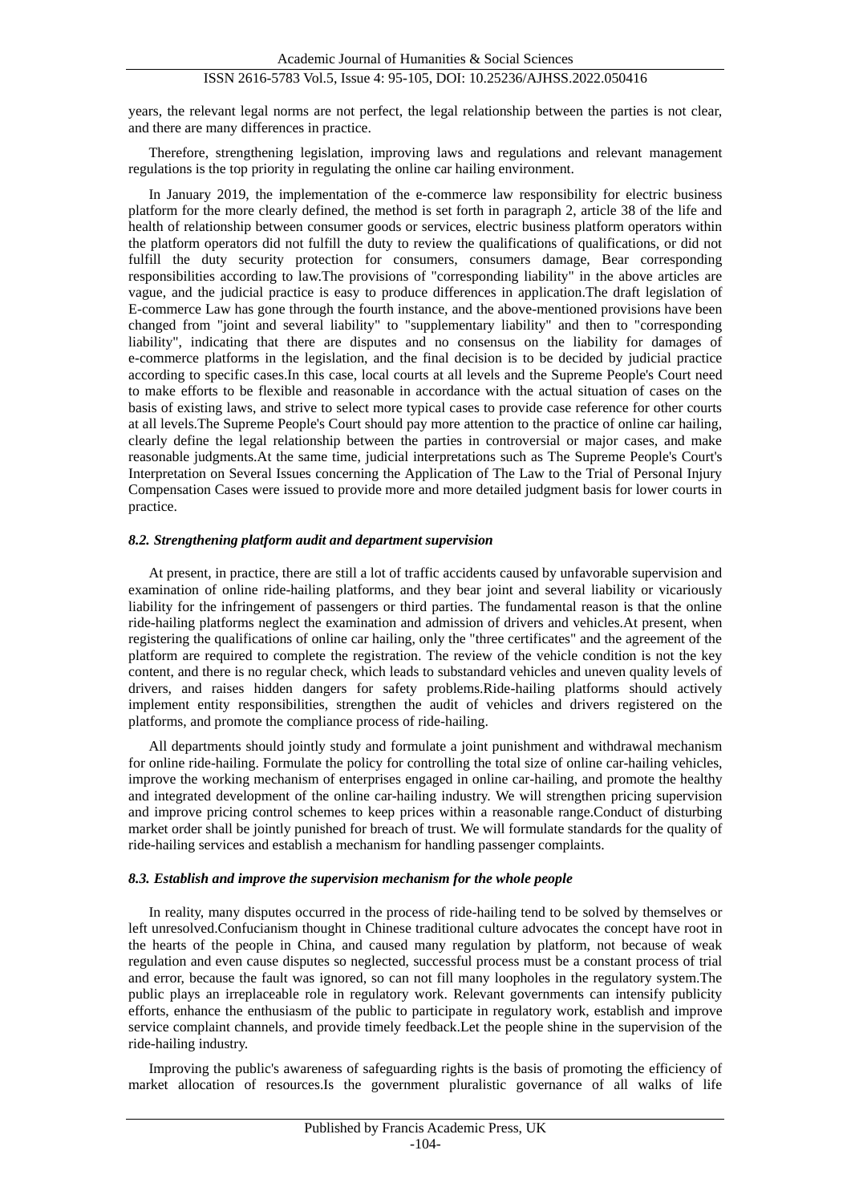years, the relevant legal norms are not perfect, the legal relationship between the parties is not clear, and there are many differences in practice.

Therefore, strengthening legislation, improving laws and regulations and relevant management regulations is the top priority in regulating the online car hailing environment.

In January 2019, the implementation of the e-commerce law responsibility for electric business platform for the more clearly defined, the method is set forth in paragraph 2, article 38 of the life and health of relationship between consumer goods or services, electric business platform operators within the platform operators did not fulfill the duty to review the qualifications of qualifications, or did not fulfill the duty security protection for consumers, consumers damage, Bear corresponding responsibilities according to law.The provisions of "corresponding liability" in the above articles are vague, and the judicial practice is easy to produce differences in application.The draft legislation of E-commerce Law has gone through the fourth instance, and the above-mentioned provisions have been changed from "joint and several liability" to "supplementary liability" and then to "corresponding liability", indicating that there are disputes and no consensus on the liability for damages of e-commerce platforms in the legislation, and the final decision is to be decided by judicial practice according to specific cases.In this case, local courts at all levels and the Supreme People's Court need to make efforts to be flexible and reasonable in accordance with the actual situation of cases on the basis of existing laws, and strive to select more typical cases to provide case reference for other courts at all levels.The Supreme People's Court should pay more attention to the practice of online car hailing, clearly define the legal relationship between the parties in controversial or major cases, and make reasonable judgments.At the same time, judicial interpretations such as The Supreme People's Court's Interpretation on Several Issues concerning the Application of The Law to the Trial of Personal Injury Compensation Cases were issued to provide more and more detailed judgment basis for lower courts in practice.

### *8.2. Strengthening platform audit and department supervision*

At present, in practice, there are still a lot of traffic accidents caused by unfavorable supervision and examination of online ride-hailing platforms, and they bear joint and several liability or vicariously liability for the infringement of passengers or third parties. The fundamental reason is that the online ride-hailing platforms neglect the examination and admission of drivers and vehicles.At present, when registering the qualifications of online car hailing, only the "three certificates" and the agreement of the platform are required to complete the registration. The review of the vehicle condition is not the key content, and there is no regular check, which leads to substandard vehicles and uneven quality levels of drivers, and raises hidden dangers for safety problems.Ride-hailing platforms should actively implement entity responsibilities, strengthen the audit of vehicles and drivers registered on the platforms, and promote the compliance process of ride-hailing.

All departments should jointly study and formulate a joint punishment and withdrawal mechanism for online ride-hailing. Formulate the policy for controlling the total size of online car-hailing vehicles, improve the working mechanism of enterprises engaged in online car-hailing, and promote the healthy and integrated development of the online car-hailing industry. We will strengthen pricing supervision and improve pricing control schemes to keep prices within a reasonable range.Conduct of disturbing market order shall be jointly punished for breach of trust. We will formulate standards for the quality of ride-hailing services and establish a mechanism for handling passenger complaints.

### *8.3. Establish and improve the supervision mechanism for the whole people*

In reality, many disputes occurred in the process of ride-hailing tend to be solved by themselves or left unresolved.Confucianism thought in Chinese traditional culture advocates the concept have root in the hearts of the people in China, and caused many regulation by platform, not because of weak regulation and even cause disputes so neglected, successful process must be a constant process of trial and error, because the fault was ignored, so can not fill many loopholes in the regulatory system.The public plays an irreplaceable role in regulatory work. Relevant governments can intensify publicity efforts, enhance the enthusiasm of the public to participate in regulatory work, establish and improve service complaint channels, and provide timely feedback.Let the people shine in the supervision of the ride-hailing industry.

Improving the public's awareness of safeguarding rights is the basis of promoting the efficiency of market allocation of resources.Is the government pluralistic governance of all walks of life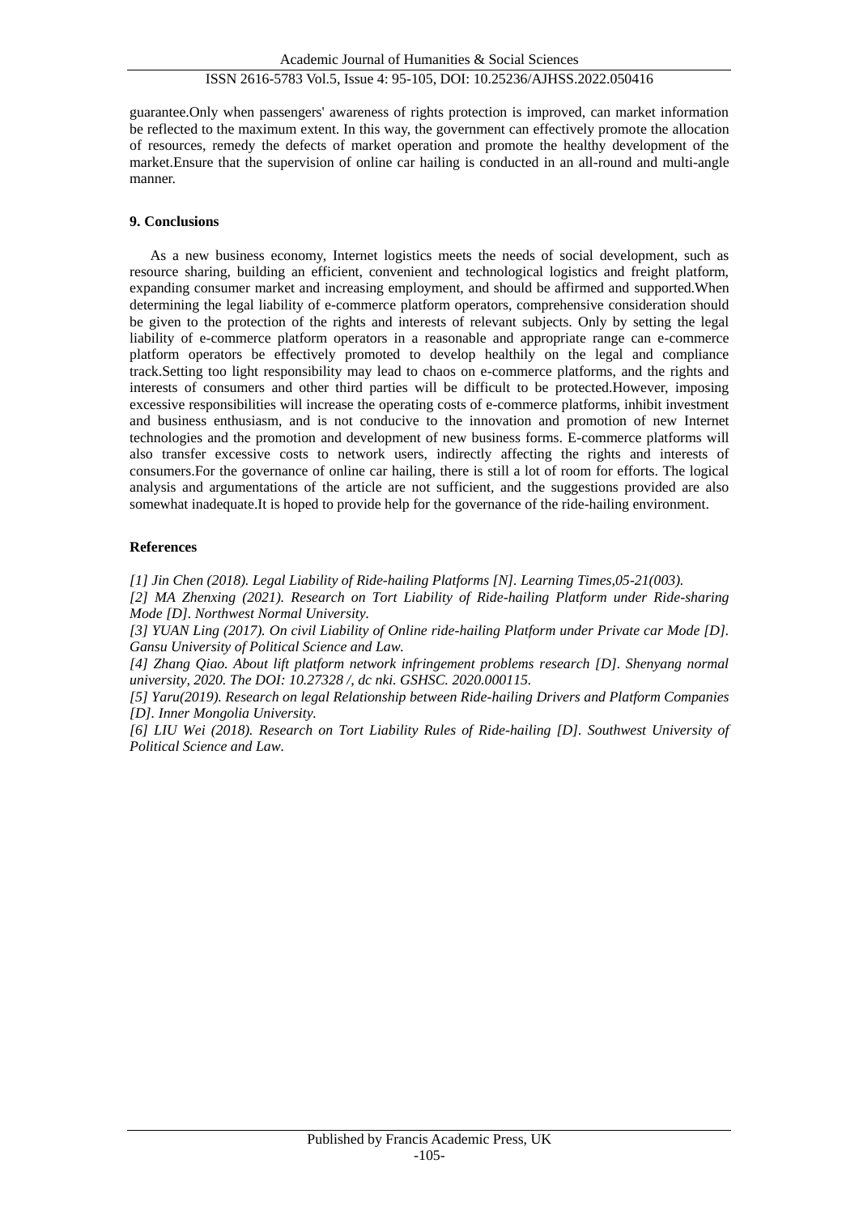guarantee.Only when passengers' awareness of rights protection is improved, can market information be reflected to the maximum extent. In this way, the government can effectively promote the allocation of resources, remedy the defects of market operation and promote the healthy development of the market.Ensure that the supervision of online car hailing is conducted in an all-round and multi-angle manner.

## 9. Conclusions

As a new business economy, Internet logistics meets the needs of social development, such as resource sharing, building an efficient, convenient and technological logistics and freight platform, expanding consumer market and increasing employment, and should be affirmed and supported.When determining the legal liability of e-commerce platform operators, comprehensive consideration should be given to the protection of the rights and interests of relevant subjects. Only by setting the legal liability of e-commerce platform operators in a reasonable and appropriate range can e-commerce platform operators be effectively promoted to develop healthily on the legal and compliance track.Setting too light responsibility may lead to chaos on e-commerce platforms, and the rights and interests of consumers and other third parties will be difficult to be protected.However, imposing excessive responsibilities will increase the operating costs of e-commerce platforms, inhibit investment and business enthusiasm, and is not conducive to the innovation and promotion of new Internet technologies and the promotion and development of new business forms. E-commerce platforms will also transfer excessive costs to network users, indirectly affecting the rights and interests of consumers.For the governance of online car hailing, there is still a lot of room for efforts. The logical analysis and argumentations of the article are not sufficient, and the suggestions provided are also somewhat inadequate.It is hoped to provide help for the governance of the ride-hailing environment.

## References

*[1] Jin Chen (2018). Legal Liability of Ride-hailing Platforms [N]. Learning Times,05-21(003).*

*[2] MA Zhenxing (2021). Research on Tort Liability of Ride-hailing Platform under Ride-sharing Mode [D]. Northwest Normal University.*

*[3] YUAN Ling (2017). On civil Liability of Online ride-hailing Platform under Private car Mode [D]. Gansu University of Political Science and Law.*

*[4] Zhang Qiao. About lift platform network infringement problems research [D]. Shenyang normal university, 2020. The DOI: 10.27328 /, dc nki. GSHSC. 2020.000115.*

*[5] Yaru(2019). Research on legal Relationship between Ride-hailing Drivers and Platform Companies [D]. Inner Mongolia University.*

*[6] LIU Wei (2018). Research on Tort Liability Rules of Ride-hailing [D]. Southwest University of Political Science and Law.*